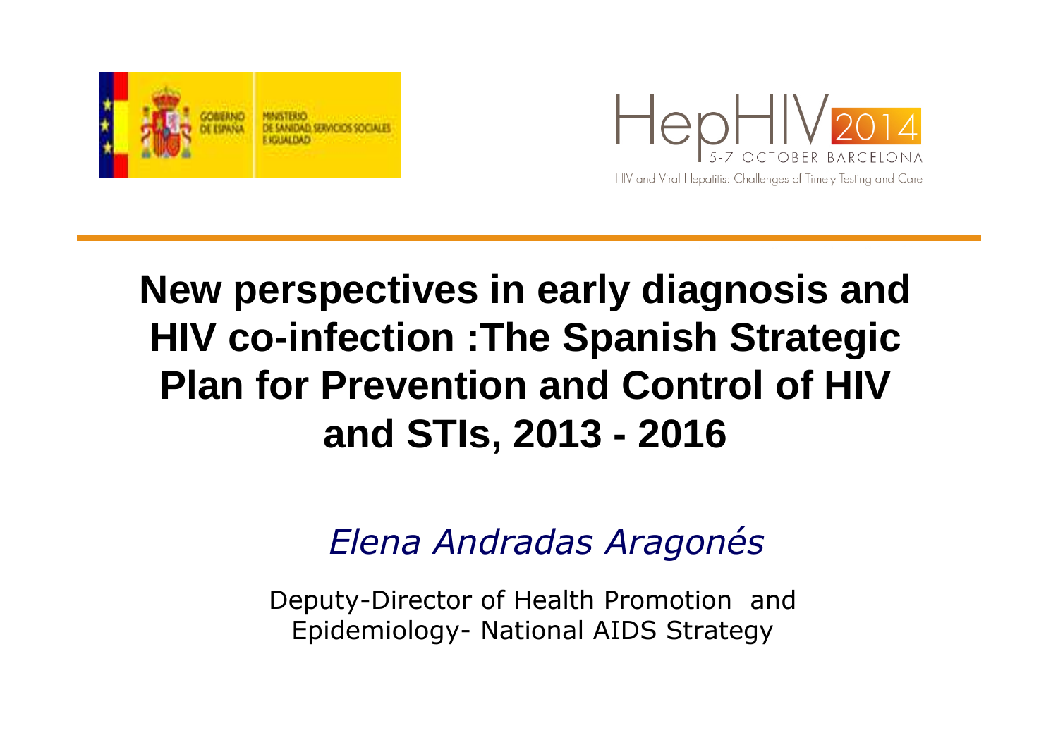GOBIERNO DE ESPAÑA | MINISTERIO DE SANIDAD, SERVICIOS SOCIALES E IGUALDAD

HepHIV 2014
5-7 OCTOBER BARCELONA
HIV and Viral Hepatitis: Challenges of Timely Testing and Care

# New perspectives in early diagnosis and HIV co-infection :The Spanish Strategic Plan for Prevention and Control of HIV and STIs, 2013 - 2016

*Elena Andradas Aragonés*

Deputy-Director of Health Promotion and Epidemiology- National AIDS Strategy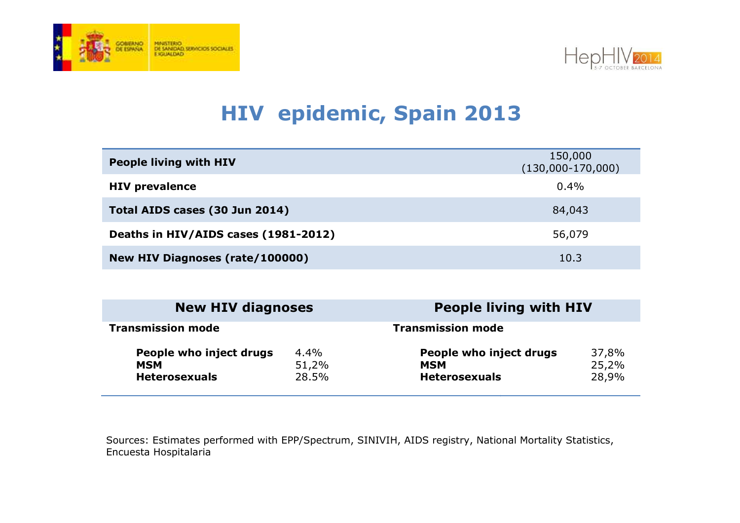# HIV epidemic, Spain 2013

| | |
|---|---|
| **People living with HIV** | 150,000 (130,000-170,000) |
| **HIV prevalence** | 0.4% |
| **Total AIDS cases (30 Jun 2014)** | 84,043 |
| **Deaths in HIV/AIDS cases (1981-2012)** | 56,079 |
| **New HIV Diagnoses (rate/100000)** | 10.3 |

| **New HIV diagnoses** | | **People living with HIV** | |
|---|---|---|---|
| **Transmission mode** | | **Transmission mode** | |
| **People who inject drugs** | 4.4% | **People who inject drugs** | 37,8% |
| **MSM** | 51,2% | **MSM** | 25,2% |
| **Heterosexuals** | 28.5% | **Heterosexuals** | 28,9% |

Sources: Estimates performed with EPP/Spectrum, SINIVIH, AIDS registry, National Mortality Statistics, Encuesta Hospitalaria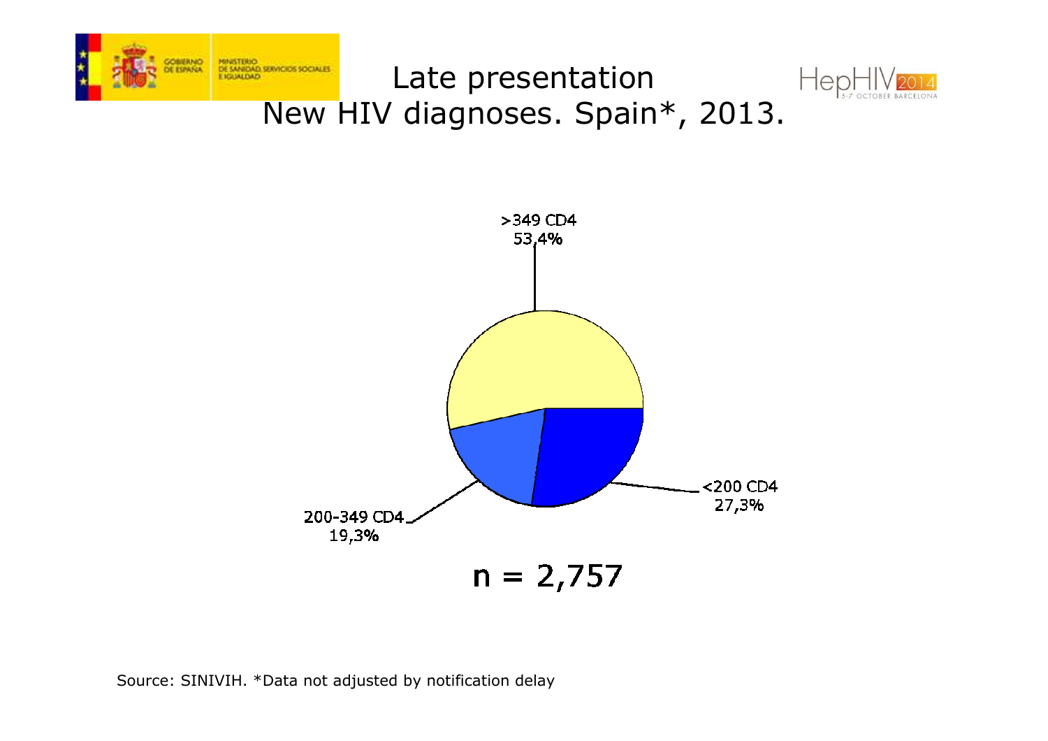# Late presentation
## New HIV diagnoses. Spain*, 2013.

>349 CD4
53,4%

<200 CD4
27,3%

200-349 CD4
19,3%

n = 2,757

Source: SINIVIH. *Data not adjusted by notification delay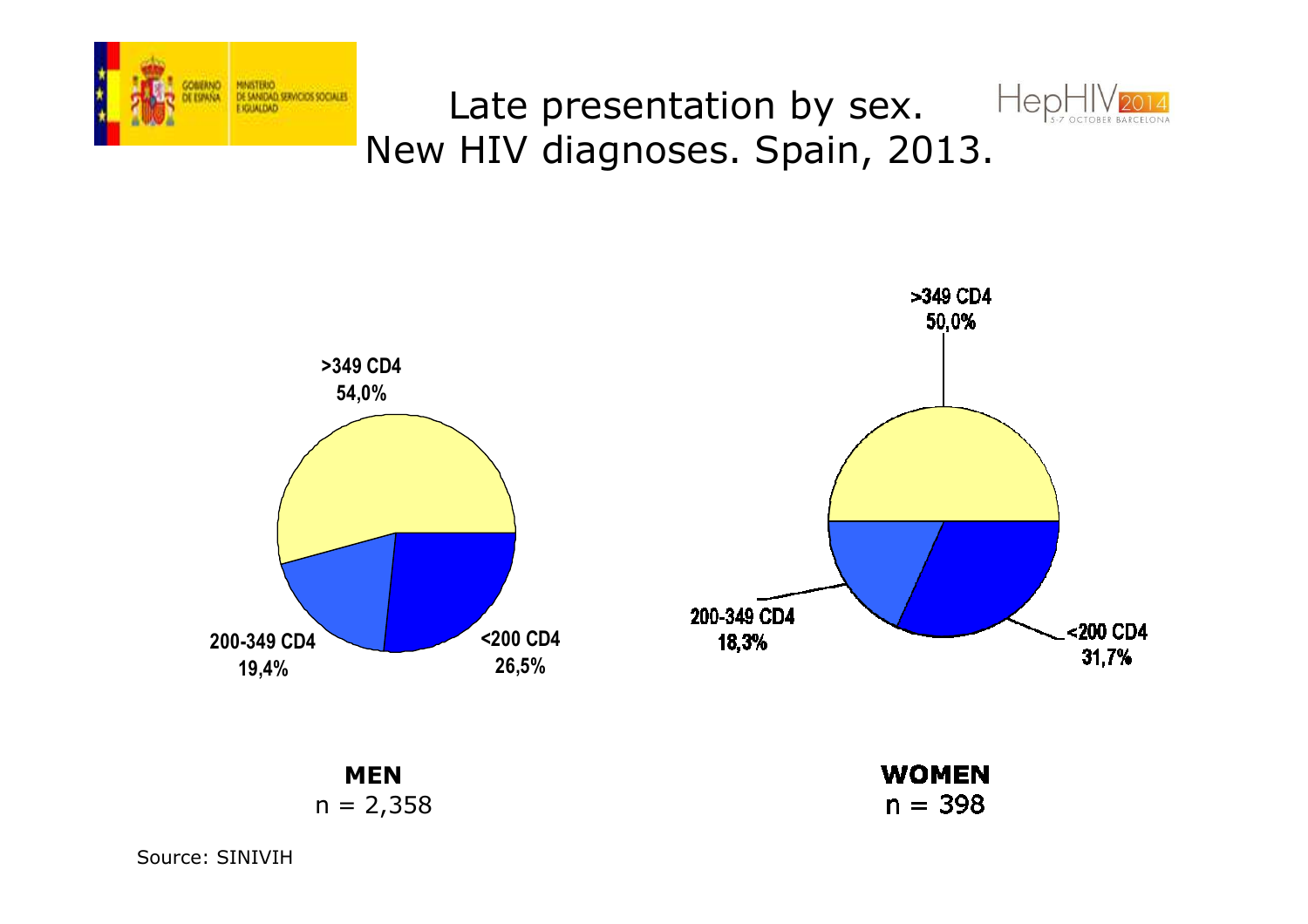# Late presentation by sex. New HIV diagnoses. Spain, 2013.

>349 CD4
54,0%

200-349 CD4
19,4%

<200 CD4
26,5%

>349 CD4
50,0%

200-349 CD4
18,3%

<200 CD4
31,7%

**MEN**
n = 2,358

**WOMEN**
n = 398

Source: SINIVIH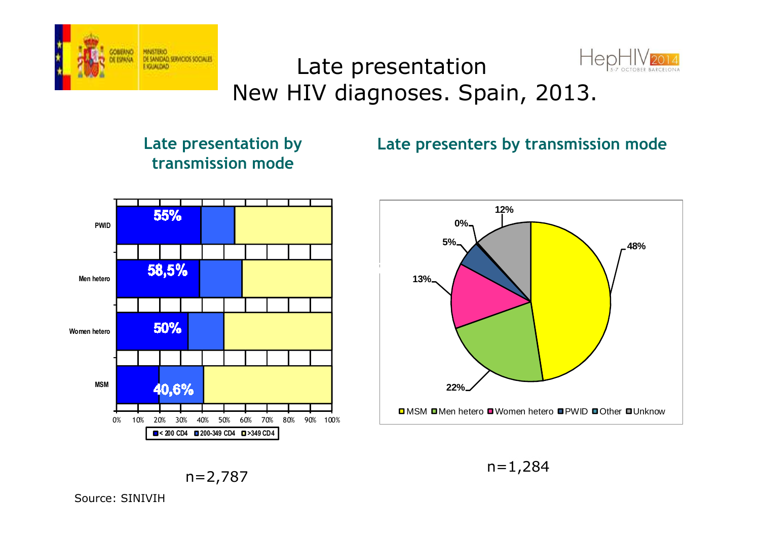# Late presentation
## New HIV diagnoses. Spain, 2013.

### Late presentation by transmission mode

| Transmission mode | Late presentation |
|---|---|
| PWID | 55% |
| Men hetero | 58,5% |
| Women hetero | 50% |
| MSM | 40,6% |

Legend: < 200 CD4 / 200-349 CD4 / >349 CD4

n=2,787

### Late presenters by transmission mode

| Transmission mode | % |
|---|---|
| MSM | 48% |
| Men hetero | 22% |
| Women hetero | 13% |
| PWID | 5% |
| Other | 0% |
| Unknow | 12% |

n=1,284

Source: SINIVIH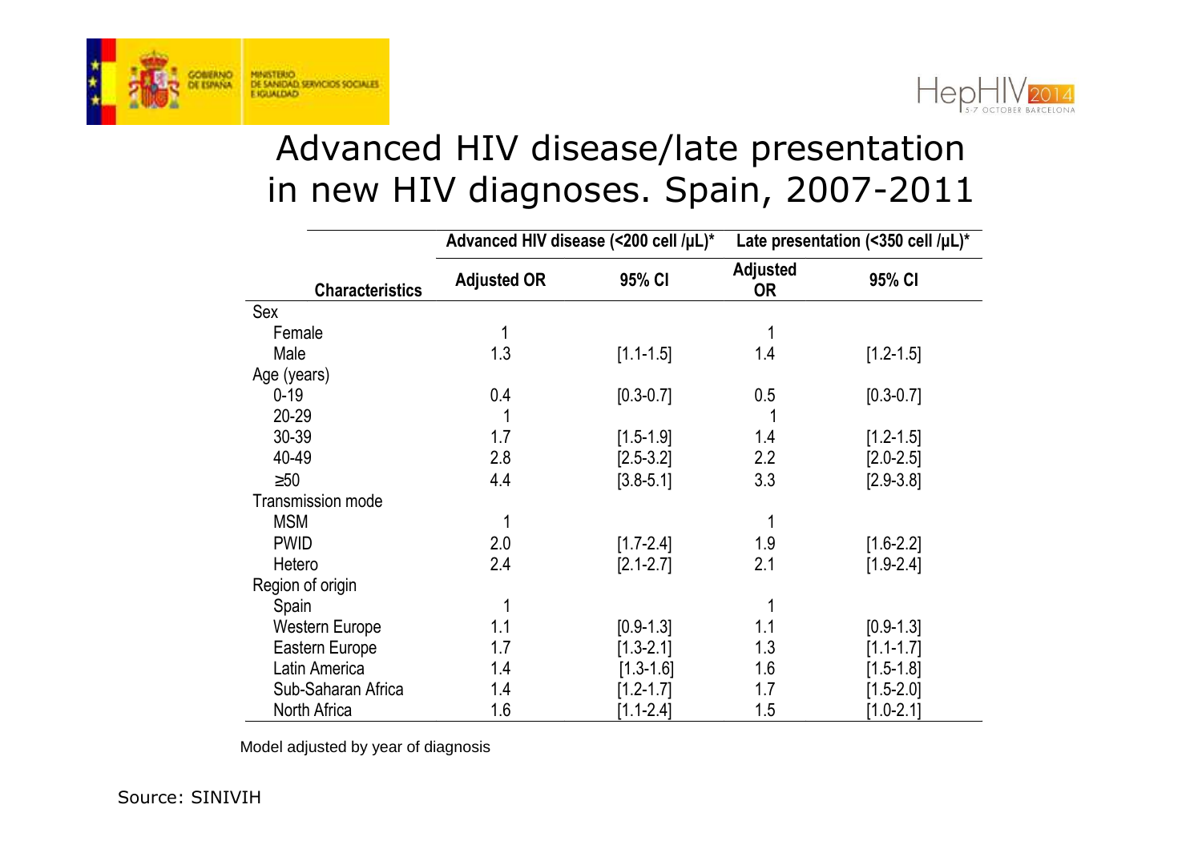# Advanced HIV disease/late presentation in new HIV diagnoses. Spain, 2007-2011

| Characteristics | Advanced HIV disease (<200 cell /µL)* | | Late presentation (<350 cell /µL)* | |
|---|---|---|---|---|
| | Adjusted OR | 95% CI | Adjusted OR | 95% CI |
| Sex | | | | |
| Female | 1 | | 1 | |
| Male | 1.3 | [1.1-1.5] | 1.4 | [1.2-1.5] |
| Age (years) | | | | |
| 0-19 | 0.4 | [0.3-0.7] | 0.5 | [0.3-0.7] |
| 20-29 | 1 | | 1 | |
| 30-39 | 1.7 | [1.5-1.9] | 1.4 | [1.2-1.5] |
| 40-49 | 2.8 | [2.5-3.2] | 2.2 | [2.0-2.5] |
| ≥50 | 4.4 | [3.8-5.1] | 3.3 | [2.9-3.8] |
| Transmission mode | | | | |
| MSM | 1 | | 1 | |
| PWID | 2.0 | [1.7-2.4] | 1.9 | [1.6-2.2] |
| Hetero | 2.4 | [2.1-2.7] | 2.1 | [1.9-2.4] |
| Region of origin | | | | |
| Spain | 1 | | 1 | |
| Western Europe | 1.1 | [0.9-1.3] | 1.1 | [0.9-1.3] |
| Eastern Europe | 1.7 | [1.3-2.1] | 1.3 | [1.1-1.7] |
| Latin America | 1.4 | [1.3-1.6] | 1.6 | [1.5-1.8] |
| Sub-Saharan Africa | 1.4 | [1.2-1.7] | 1.7 | [1.5-2.0] |
| North Africa | 1.6 | [1.1-2.4] | 1.5 | [1.0-2.1] |

Model adjusted by year of diagnosis

Source: SINIVIH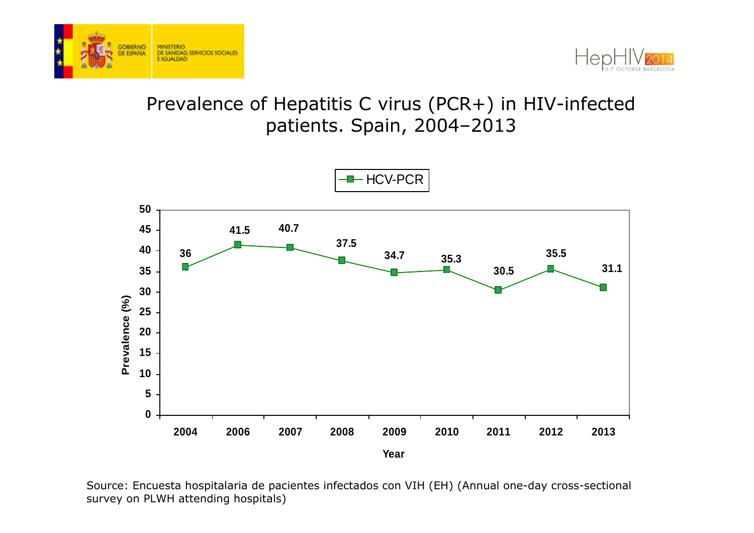# Prevalence of Hepatitis C virus (PCR+) in HIV-infected patients. Spain, 2004–2013

HCV-PCR

| Year | 2004 | 2006 | 2007 | 2008 | 2009 | 2010 | 2011 | 2012 | 2013 |
|---|---|---|---|---|---|---|---|---|---|
| Prevalence (%) | 36 | 41.5 | 40.7 | 37.5 | 34.7 | 35.3 | 30.5 | 35.5 | 31.1 |

Source: Encuesta hospitalaria de pacientes infectados con VIH (EH) (Annual one-day cross-sectional survey on PLWH attending hospitals)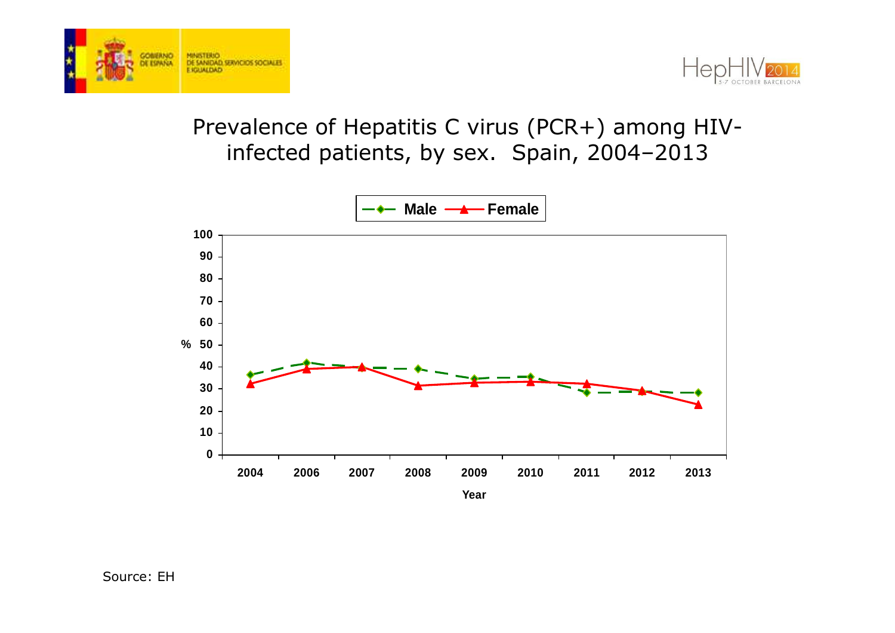# Prevalence of Hepatitis C virus (PCR+) among HIV-infected patients, by sex. Spain, 2004–2013

Source: EH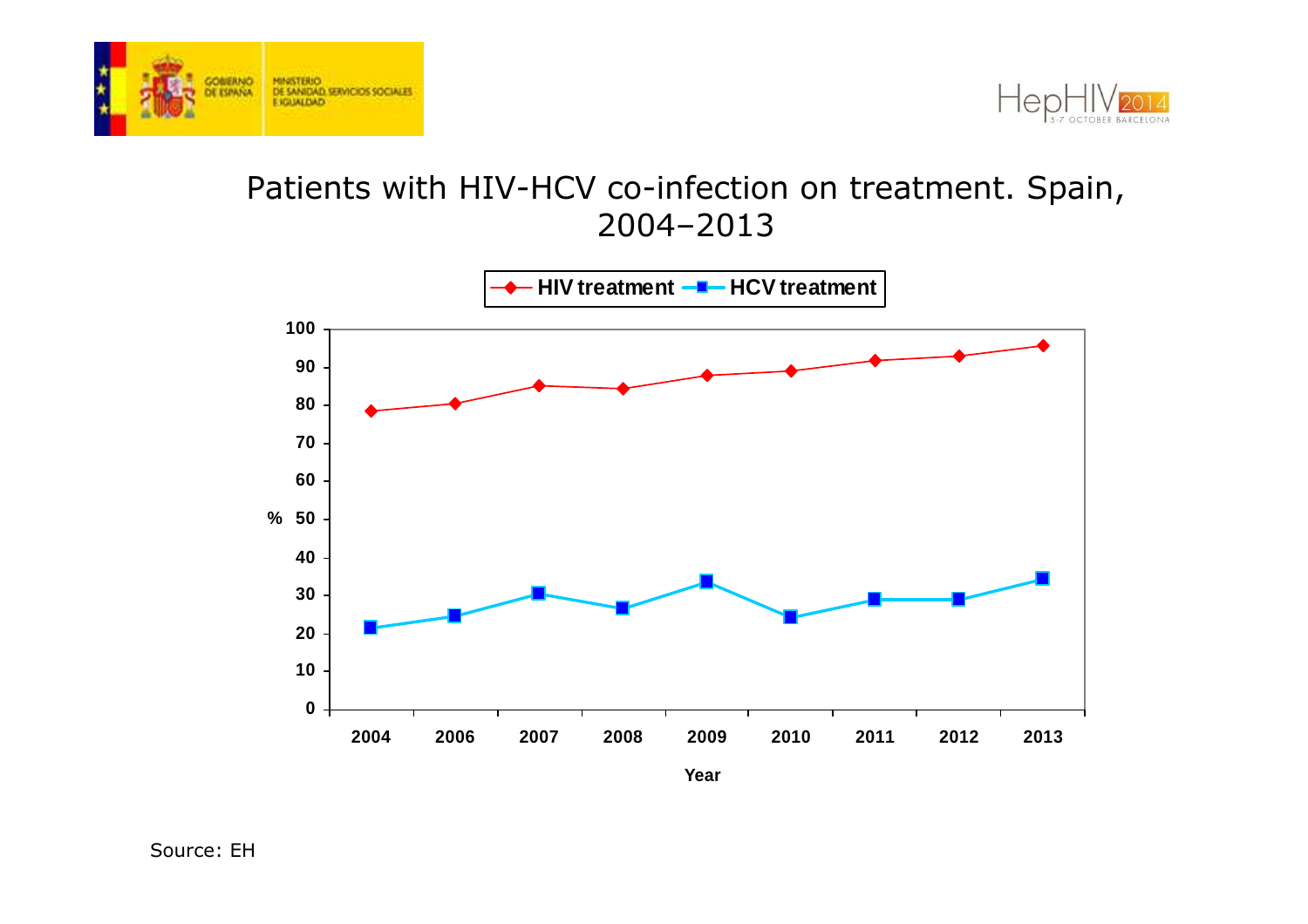# Patients with HIV-HCV co-infection on treatment. Spain, 2004–2013

HIV treatment — HCV treatment

| Year | 2004 | 2006 | 2007 | 2008 | 2009 | 2010 | 2011 | 2012 | 2013 |
|---|---|---|---|---|---|---|---|---|---|

Source: EH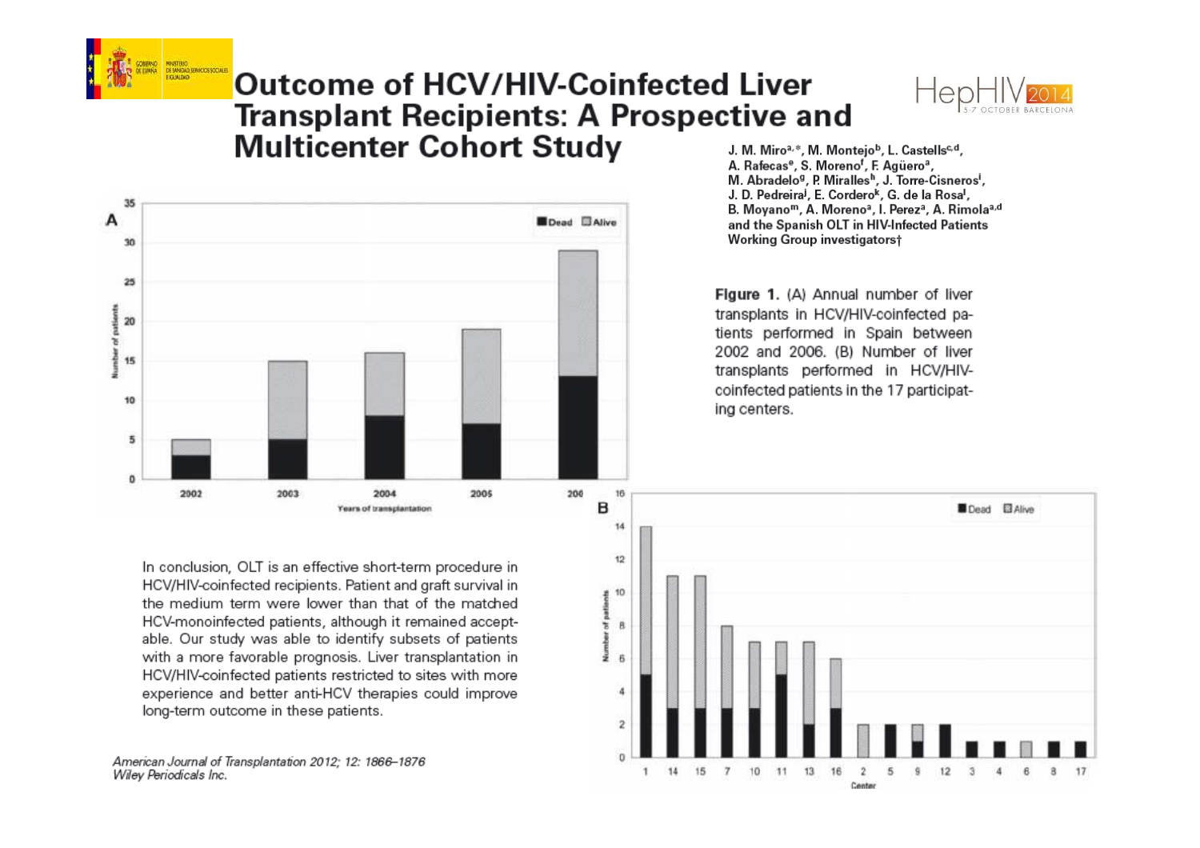# Outcome of HCV/HIV-Coinfected Liver Transplant Recipients: A Prospective and Multicenter Cohort Study

J. M. Miro[a,*], M. Montejo[b], L. Castells[c,d], A. Rafecas[e], S. Moreno[f], F. Agüero[a], M. Abradelo[g], P. Miralles[h], J. Torre-Cisneros[i], J. D. Pedreira[j], E. Cordero[k], G. de la Rosa[l], B. Moyano[m], A. Moreno[a], I. Perez[a], A. Rimola[a,d] and the Spanish OLT in HIV-Infected Patients Working Group investigators†

**Figure 1.** (A) Annual number of liver transplants in HCV/HIV-coinfected patients performed in Spain between 2002 and 2006. (B) Number of liver transplants performed in HCV/HIV-coinfected patients in the 17 participating centers.

In conclusion, OLT is an effective short-term procedure in HCV/HIV-coinfected recipients. Patient and graft survival in the medium term were lower than that of the matched HCV-monoinfected patients, although it remained acceptable. Our study was able to identify subsets of patients with a more favorable prognosis. Liver transplantation in HCV/HIV-coinfected patients restricted to sites with more experience and better anti-HCV therapies could improve long-term outcome in these patients.

*American Journal of Transplantation 2012; 12: 1866–1876*
*Wiley Periodicals Inc.*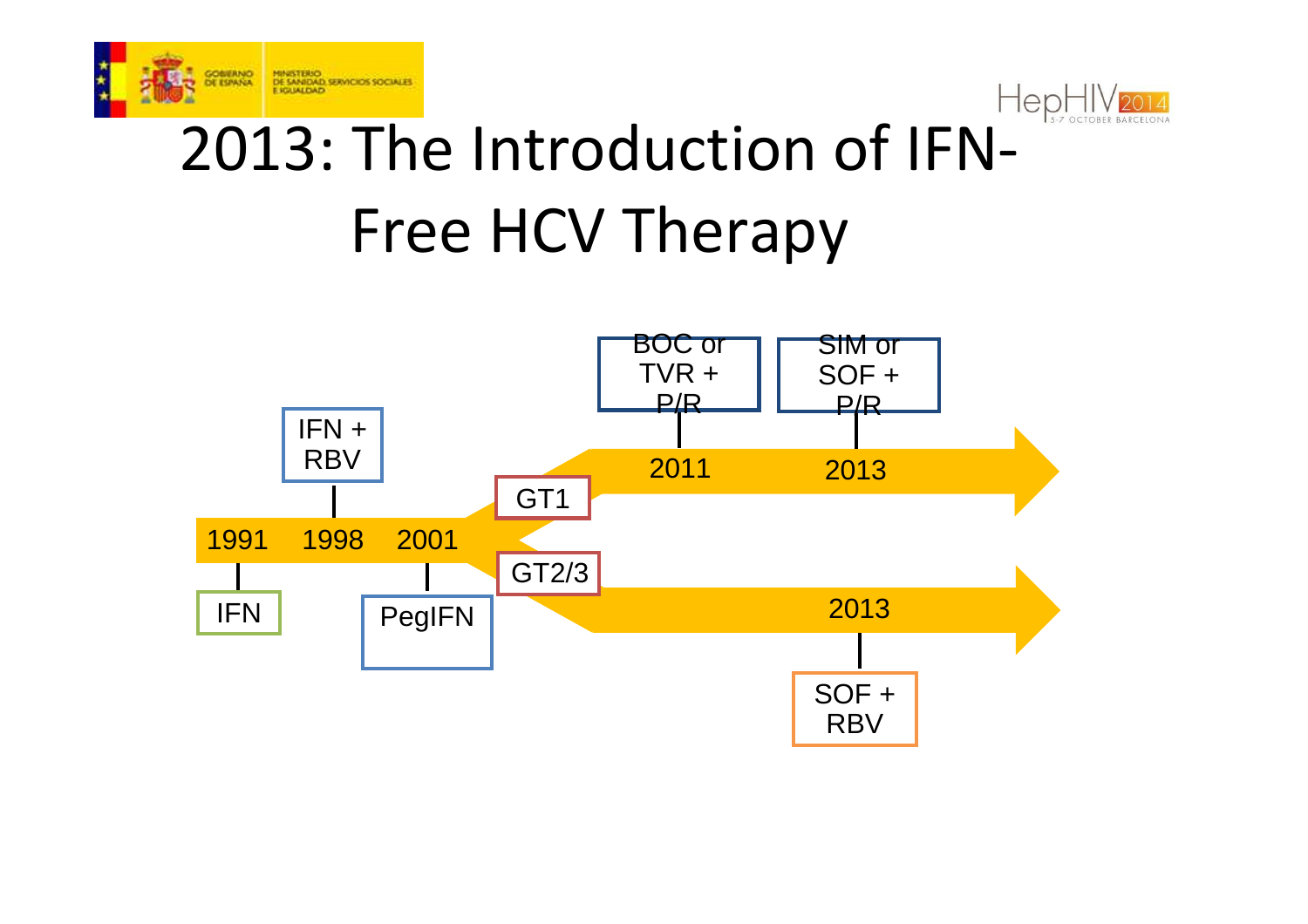# 2013: The Introduction of IFN-Free HCV Therapy

- 1991: IFN
- 1998: IFN + RBV
- 2001: PegIFN
- GT1
  - 2011: BOC or TVR + P/R
  - 2013: SIM or SOF + P/R
- GT2/3
  - 2013: SOF + RBV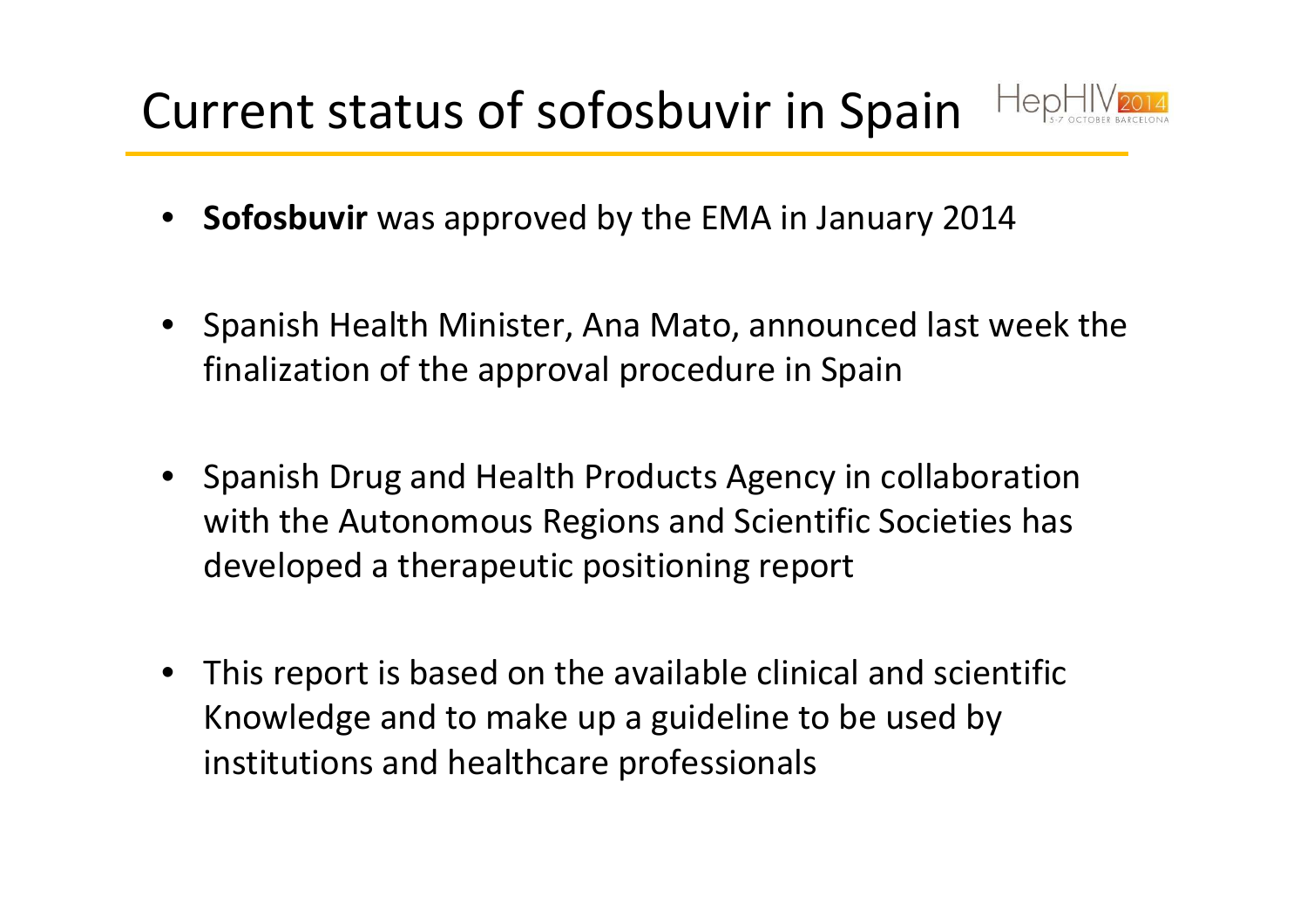# Current status of sofosbuvir in Spain

- **Sofosbuvir** was approved by the EMA in January 2014
- Spanish Health Minister, Ana Mato, announced last week the finalization of the approval procedure in Spain
- Spanish Drug and Health Products Agency in collaboration with the Autonomous Regions and Scientific Societies has developed a therapeutic positioning report
- This report is based on the available clinical and scientific Knowledge and to make up a guideline to be used by institutions and healthcare professionals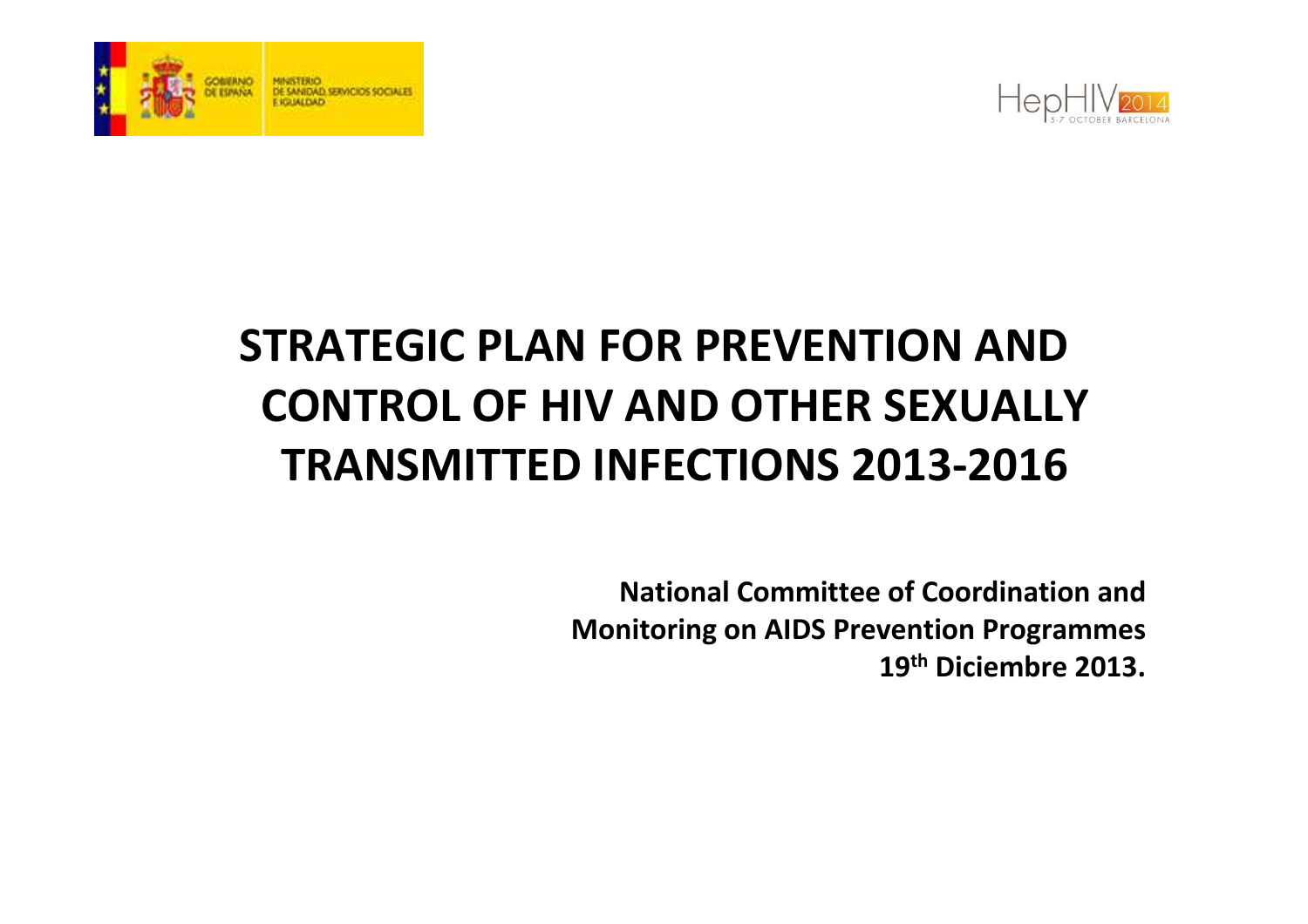# STRATEGIC PLAN FOR PREVENTION AND CONTROL OF HIV AND OTHER SEXUALLY TRANSMITTED INFECTIONS 2013-2016

**National Committee of Coordination and Monitoring on AIDS Prevention Programmes**
**19th Diciembre 2013.**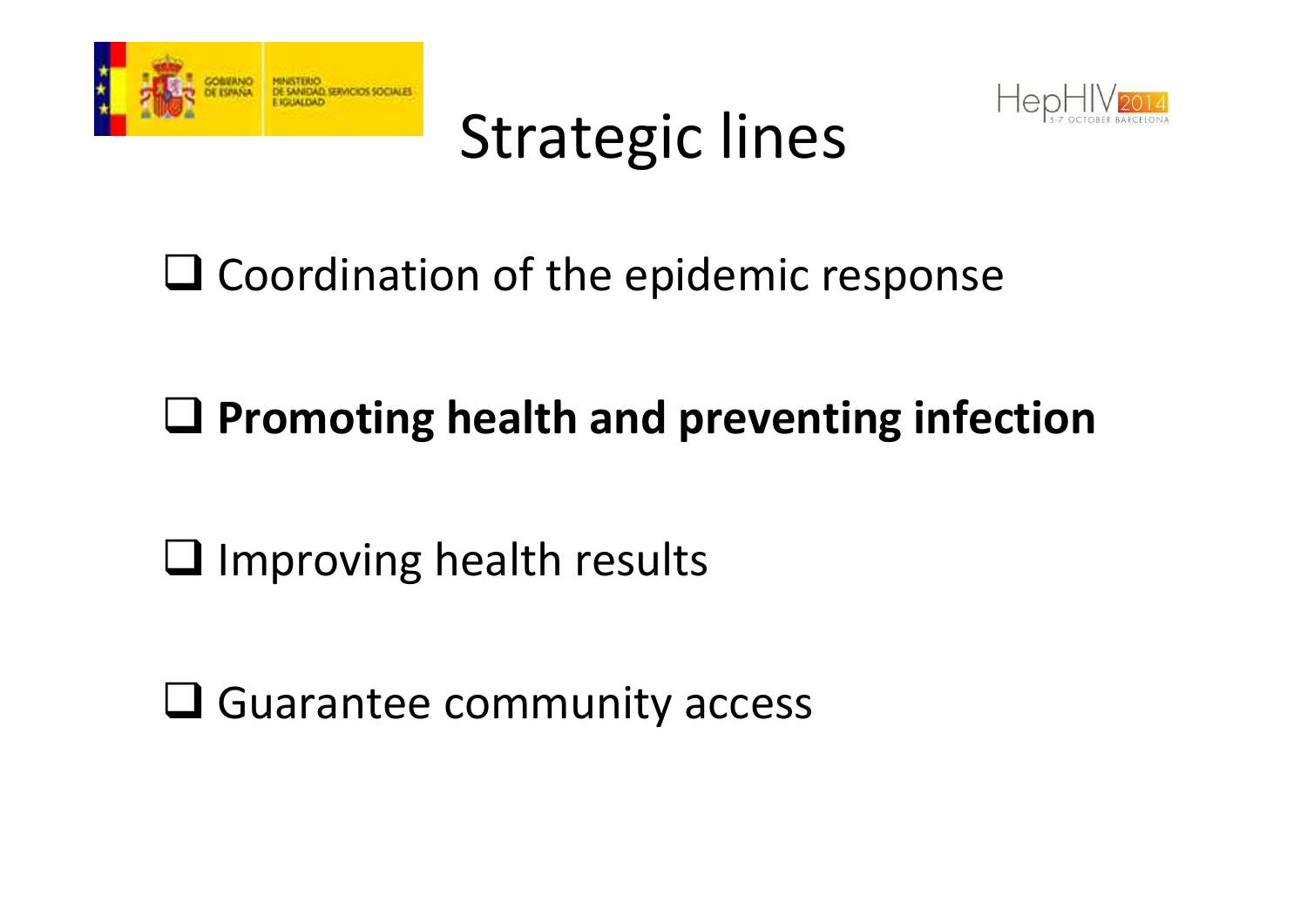# Strategic lines

- Coordination of the epidemic response
- **Promoting health and preventing infection**
- Improving health results
- Guarantee community access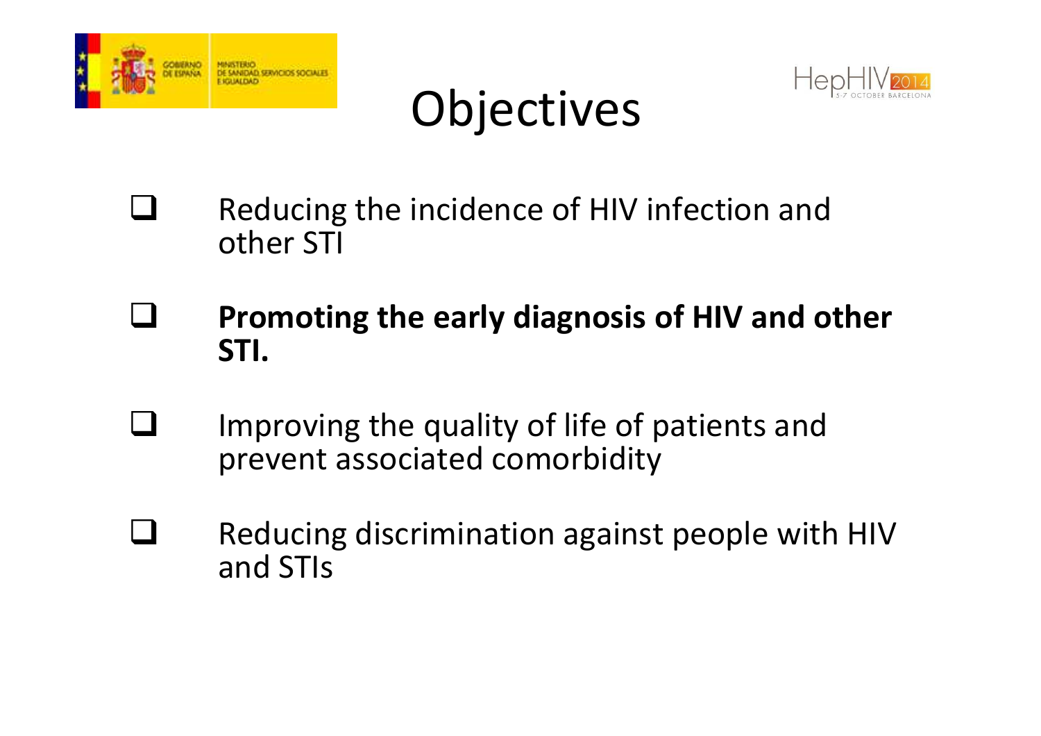# Objectives

- Reducing the incidence of HIV infection and other STI
- **Promoting the early diagnosis of HIV and other STI.**
- Improving the quality of life of patients and prevent associated comorbidity
- Reducing discrimination against people with HIV and STIs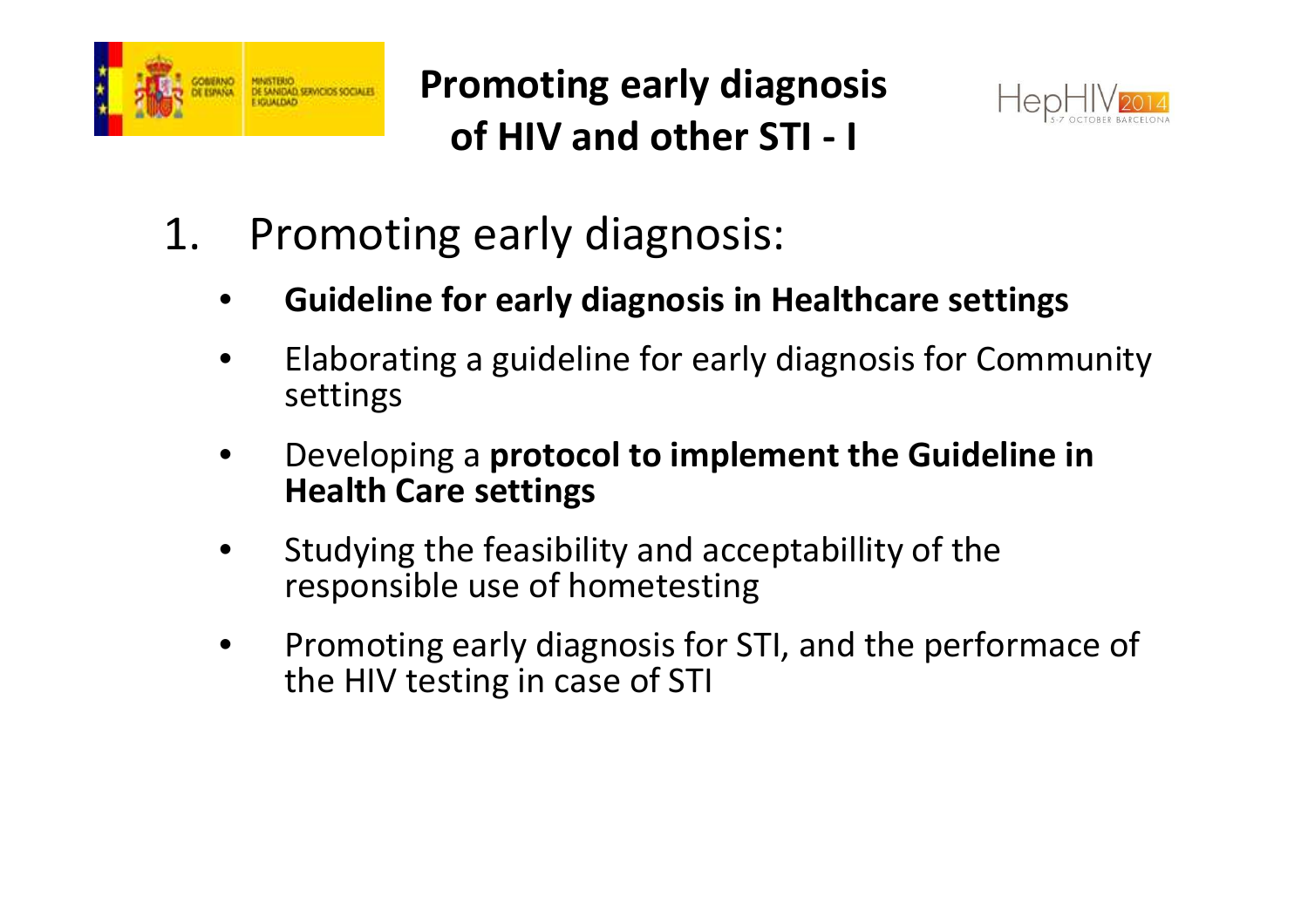# Promoting early diagnosis of HIV and other STI - I

1. Promoting early diagnosis:
    - **Guideline for early diagnosis in Healthcare settings**
    - Elaborating a guideline for early diagnosis for Community settings
    - Developing a **protocol to implement the Guideline in Health Care settings**
    - Studying the feasibility and acceptabillity of the responsible use of hometesting
    - Promoting early diagnosis for STI, and the performace of the HIV testing in case of STI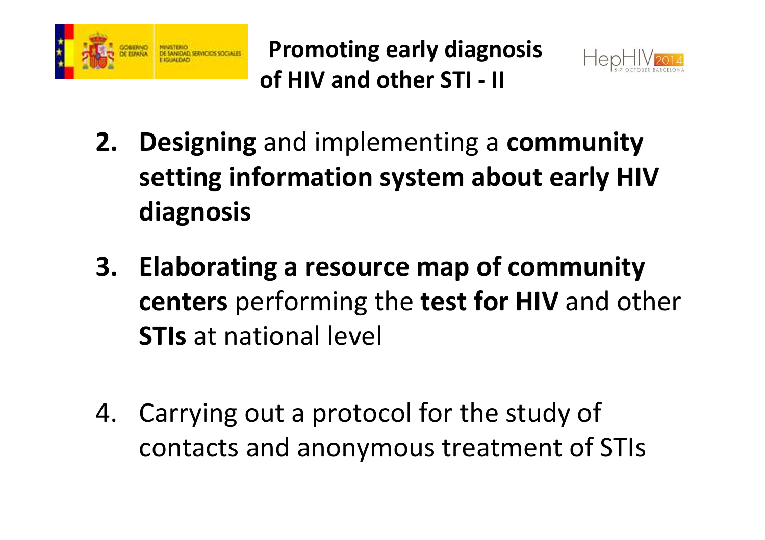# Promoting early diagnosis of HIV and other STI - II

2. **Designing** and implementing a **community setting information system about early HIV diagnosis**

3. **Elaborating a resource map of community centers** performing the **test for HIV** and other **STIs** at national level

4. Carrying out a protocol for the study of contacts and anonymous treatment of STIs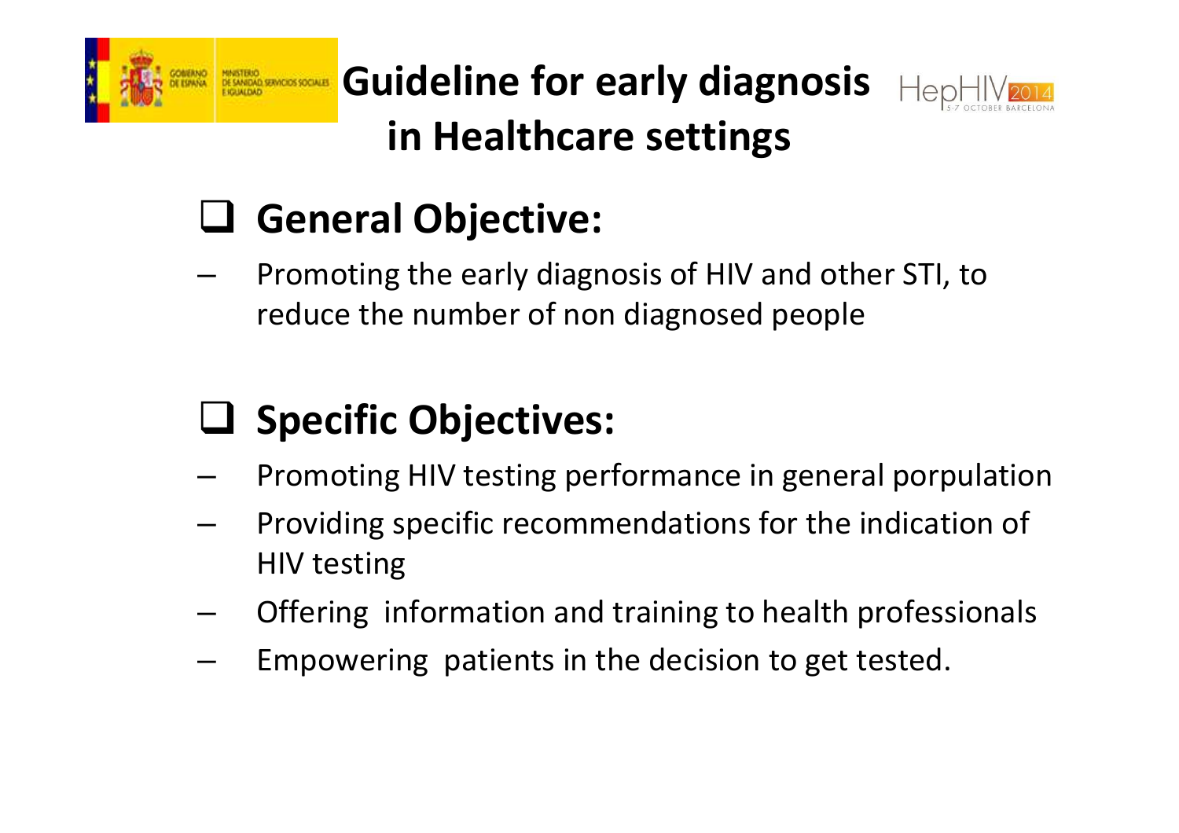# Guideline for early diagnosis in Healthcare settings

## General Objective:

- Promoting the early diagnosis of HIV and other STI, to reduce the number of non diagnosed people

## Specific Objectives:

- Promoting HIV testing performance in general porpulation
- Providing specific recommendations for the indication of HIV testing
- Offering information and training to health professionals
- Empowering patients in the decision to get tested.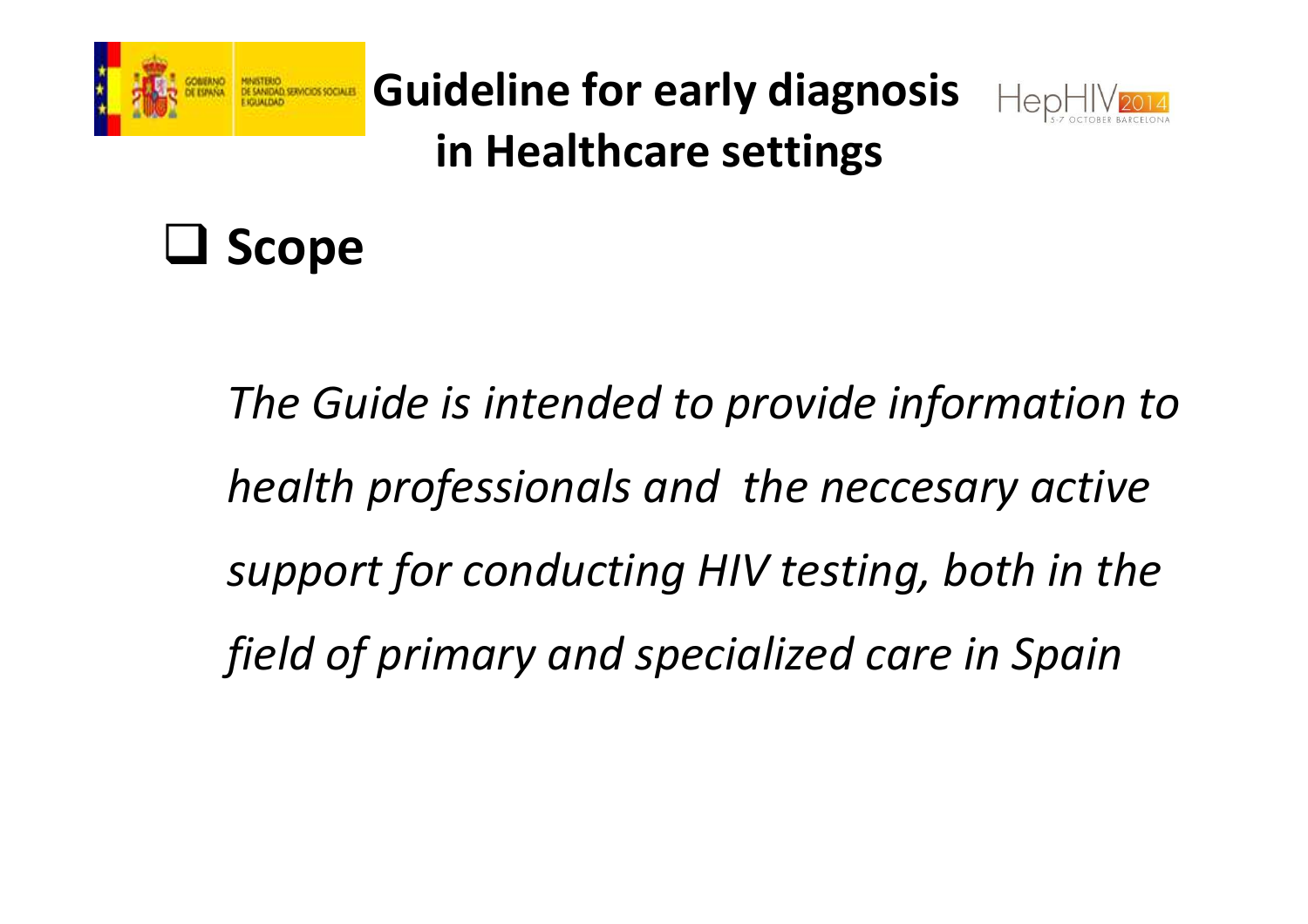# Guideline for early diagnosis in Healthcare settings

## Scope

*The Guide is intended to provide information to health professionals and the neccesary active support for conducting HIV testing, both in the field of primary and specialized care in Spain*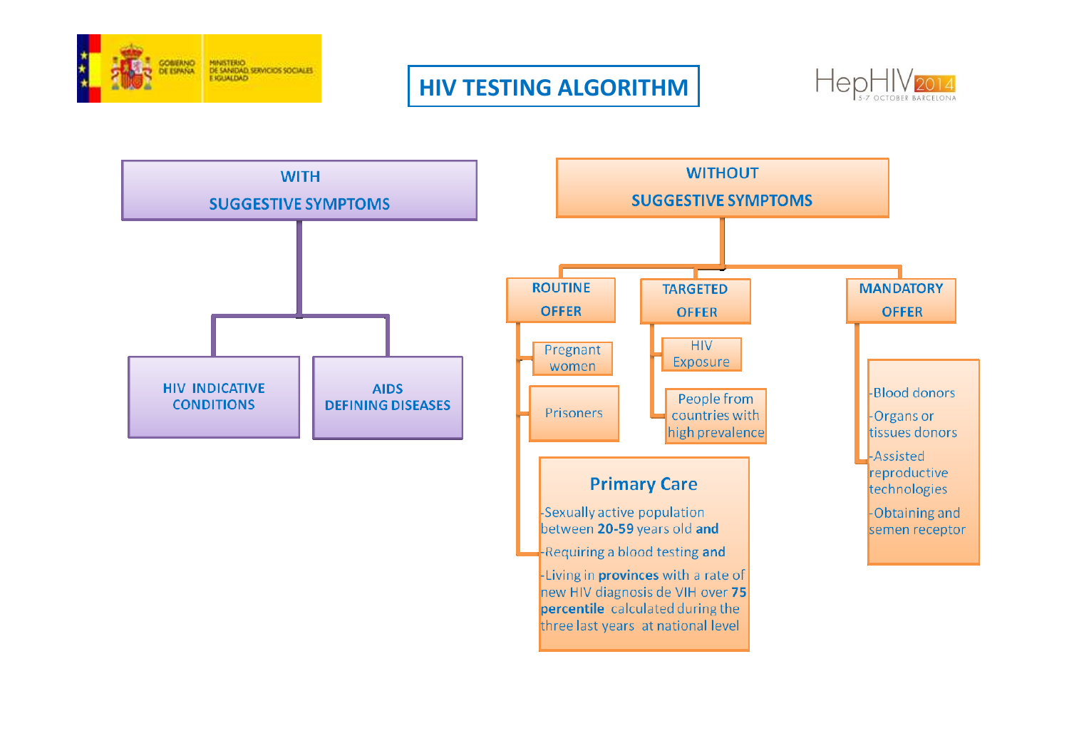# HIV TESTING ALGORITHM

## WITH SUGGESTIVE SYMPTOMS

- HIV INDICATIVE CONDITIONS
- AIDS DEFINING DISEASES

## WITHOUT SUGGESTIVE SYMPTOMS

### ROUTINE OFFER

- Pregnant women
- Prisoners
- **Primary Care**
  - -Sexually active population between **20-59** years old **and**
  - -Requiring a blood testing **and**
  - -Living in **provinces** with a rate of new HIV diagnosis de VIH over **75 percentile** calculated during the three last years at national level

### TARGETED OFFER

- HIV Exposure
- People from countries with high prevalence

### MANDATORY OFFER

- -Blood donors
- -Organs or tissues donors
- -Assisted reproductive technologies
- -Obtaining and semen receptor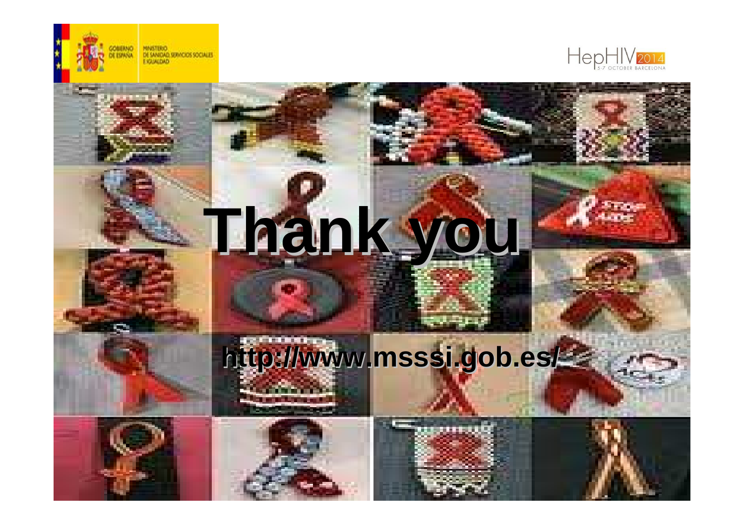# Thank you

**http://www.msssi.gob.es/**